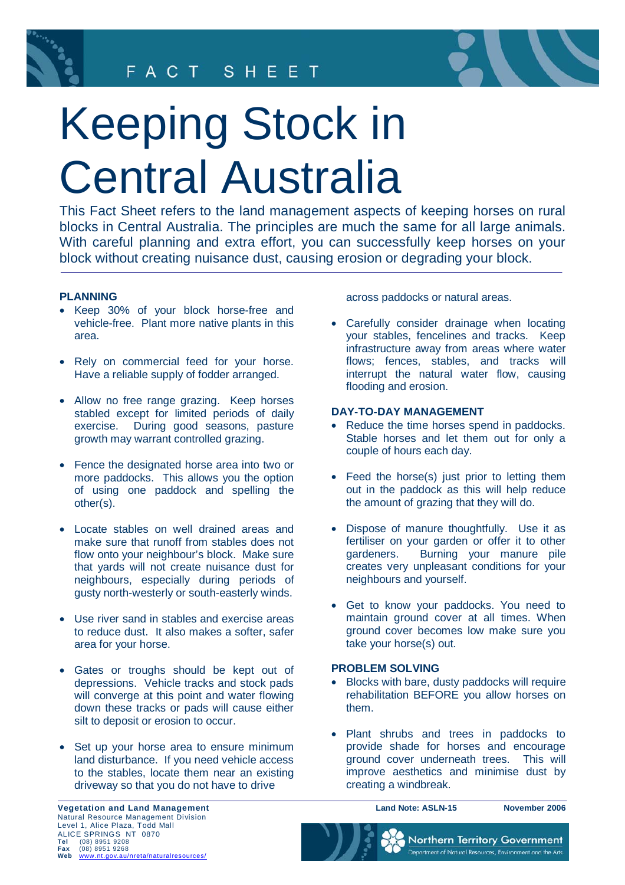FACT SHEET

# Keeping Stock in Central Australia

This Fact Sheet refers to the land management aspects of keeping horses on rural blocks in Central Australia. The principles are much the same for all large animals. With careful planning and extra effort, you can successfully keep horses on your block without creating nuisance dust, causing erosion or degrading your block.

## PLANNING

- Keep 30% of your block horse-free and vehicle-free. Plant more native plants in this area.
- Rely on commercial feed for your horse. Have a reliable supply of fodder arranged.
- Allow no free range grazing. Keep horses stabled except for limited periods of daily exercise. During good seasons, pasture growth may warrant controlled grazing.
- Fence the designated horse area into two or more paddocks. This allows you the option of using one paddock and spelling the other(s).
- Locate stables on well drained areas and make sure that runoff from stables does not flow onto your neighbour's block. Make sure that yards will not create nuisance dust for neighbours, especially during periods of gusty north-westerly or south-easterly winds.
- Use river sand in stables and exercise areas to reduce dust. It also makes a softer, safer area for your horse.
- Gates or troughs should be kept out of depressions. Vehicle tracks and stock pads will converge at this point and water flowing down these tracks or pads will cause either silt to deposit or erosion to occur.
- Set up your horse area to ensure minimum land disturbance. If you need vehicle access to the stables, locate them near an existing driveway so that you do not have to drive across paddocks or natural areas.
- Carefully consider drainage when locating your stables, fencelines and tracks. Keep infrastructure away from areas where water flows; fences, stables, and tracks will interrupt the natural water flow, causing flooding and erosion.

## DAY-TO-DAY MANAGEMENT

- Reduce the time horses spend in paddocks. Stable horses and let them out for only a couple of hours each day.
- Feed the horse(s) just prior to letting them out in the paddock as this will help reduce the amount of grazing that they will do.
- Dispose of manure thoughtfully. Use it as fertiliser on your garden or offer it to other gardeners. Burning your manure pile creates very unpleasant conditions for your neighbours and yourself.
- Get to know your paddocks. You need to maintain ground cover at all times. When ground cover becomes low make sure you take your horse(s) out.

## PROBLEM SOLVING

- Blocks with bare, dusty paddocks will require rehabilitation BEFORE you allow horses on them.
- Plant shrubs and trees in paddocks to provide shade for horses and encourage ground cover underneath trees. This will improve aesthetics and minimise dust by creating a windbreak.

**Vegetation and Land Management**
Natural Resource Management Division
Level 1, Alice Plaza, Todd Mall
ALICE SPRINGS NT 0870
**Tel** (08) 8951 9208
**Fax** (08) 8951 9268
**Web** www.nt.gov.au/nreta/naturalresources/

**Land Note: ASLN-15** **November 2006**

Northern Territory Government
Department of Natural Resources, Environment and the Arts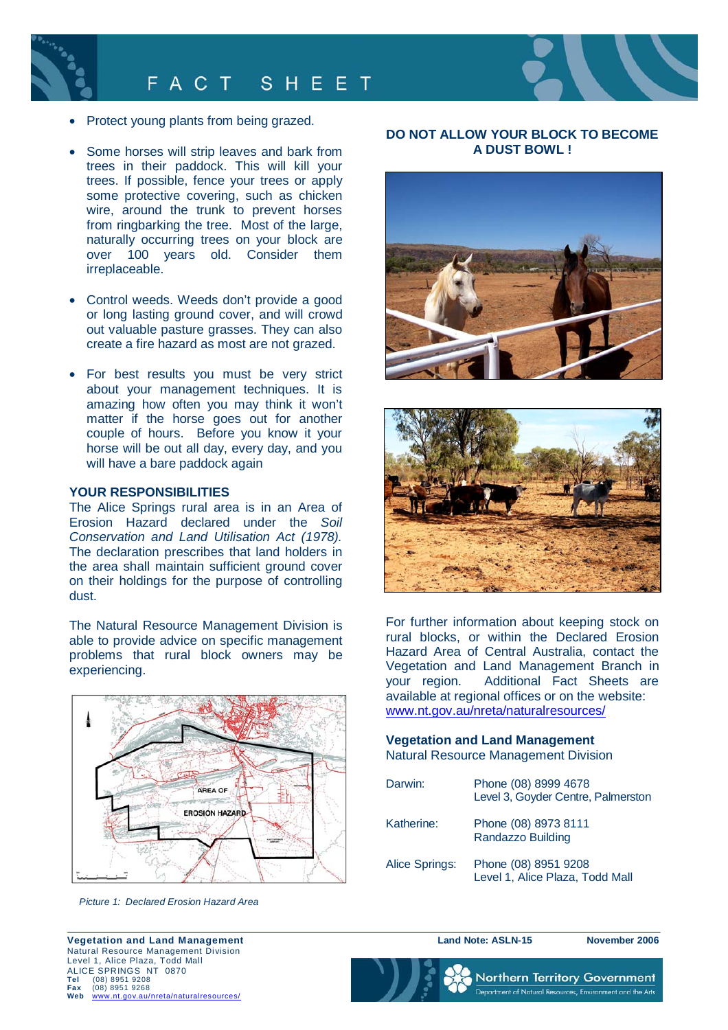- Protect young plants from being grazed.

- Some horses will strip leaves and bark from trees in their paddock. This will kill your trees. If possible, fence your trees or apply some protective covering, such as chicken wire, around the trunk to prevent horses from ringbarking the tree. Most of the large, naturally occurring trees on your block are over 100 years old. Consider them irreplaceable.

- Control weeds. Weeds don't provide a good or long lasting ground cover, and will crowd out valuable pasture grasses. They can also create a fire hazard as most are not grazed.

- For best results you must be very strict about your management techniques. It is amazing how often you may think it won't matter if the horse goes out for another couple of hours. Before you know it your horse will be out all day, every day, and you will have a bare paddock again

## YOUR RESPONSIBILITIES

The Alice Springs rural area is in an Area of Erosion Hazard declared under the *Soil Conservation and Land Utilisation Act (1978).* The declaration prescribes that land holders in the area shall maintain sufficient ground cover on their holdings for the purpose of controlling dust.

The Natural Resource Management Division is able to provide advice on specific management problems that rural block owners may be experiencing.

AREA OF EROSION HAZARD

*Picture 1: Declared Erosion Hazard Area*

## DO NOT ALLOW YOUR BLOCK TO BECOME A DUST BOWL !

For further information about keeping stock on rural blocks, or within the Declared Erosion Hazard Area of Central Australia, contact the Vegetation and Land Management Branch in your region. Additional Fact Sheets are available at regional offices or on the website: www.nt.gov.au/nreta/naturalresources/

**Vegetation and Land Management**
Natural Resource Management Division

| | |
|---|---|
| Darwin: | Phone (08) 8999 4678<br>Level 3, Goyder Centre, Palmerston |
| Katherine: | Phone (08) 8973 8111<br>Randazzo Building |
| Alice Springs: | Phone (08) 8951 9208<br>Level 1, Alice Plaza, Todd Mall |

**Vegetation and Land Management**
Natural Resource Management Division
Level 1, Alice Plaza, Todd Mall
ALICE SPRINGS NT 0870
**Tel** (08) 8951 9208
**Fax** (08) 8951 9268
**Web** www.nt.gov.au/nreta/naturalresources/

**Land Note: ASLN-15** **November 2006**

Northern Territory Government
Department of Natural Resources, Environment and the Arts